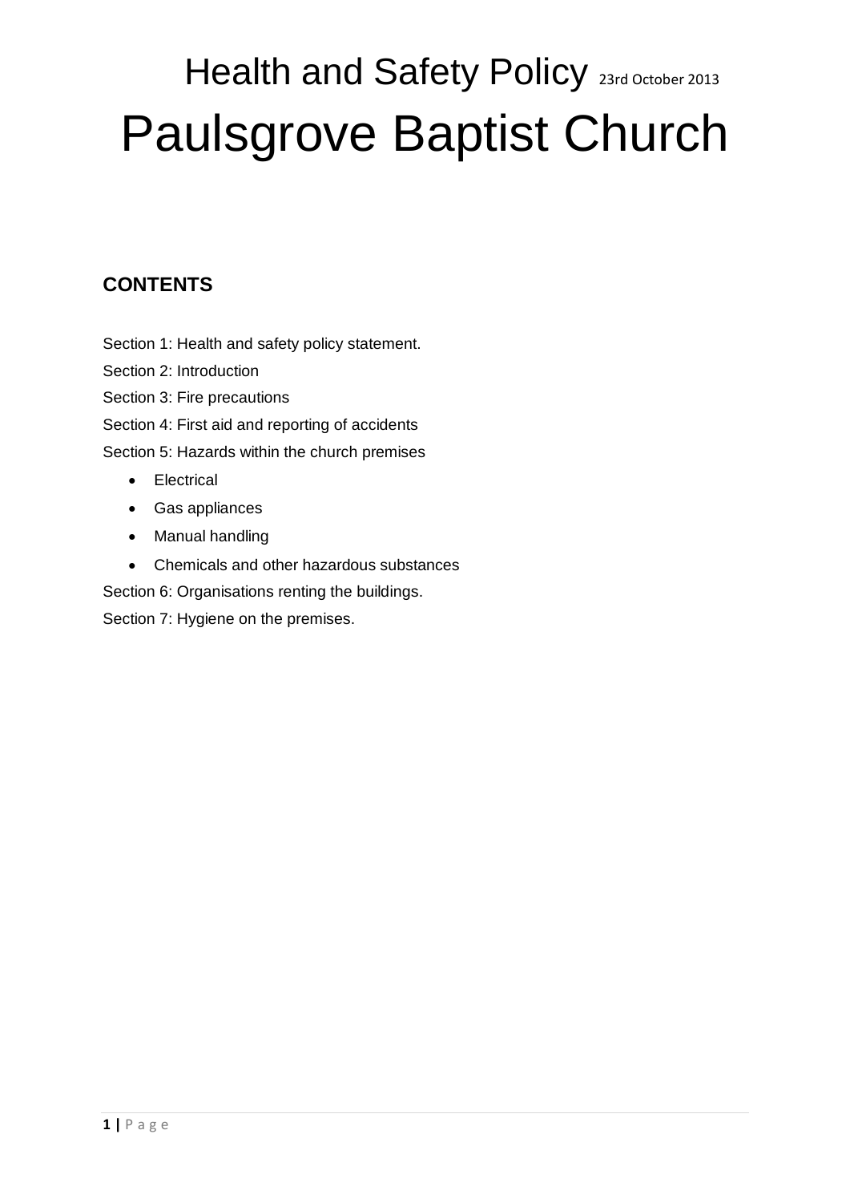# Health and Safety Policy 23rd October 2013

# Paulsgrove Baptist Church

## CONTENTS

Section 1: Health and safety policy statement.

Section 2: Introduction

Section 3: Fire precautions

Section 4: First aid and reporting of accidents

Section 5: Hazards within the church premises

- Electrical
- Gas appliances
- Manual handling
- Chemicals and other hazardous substances

Section 6: Organisations renting the buildings.

Section 7: Hygiene on the premises.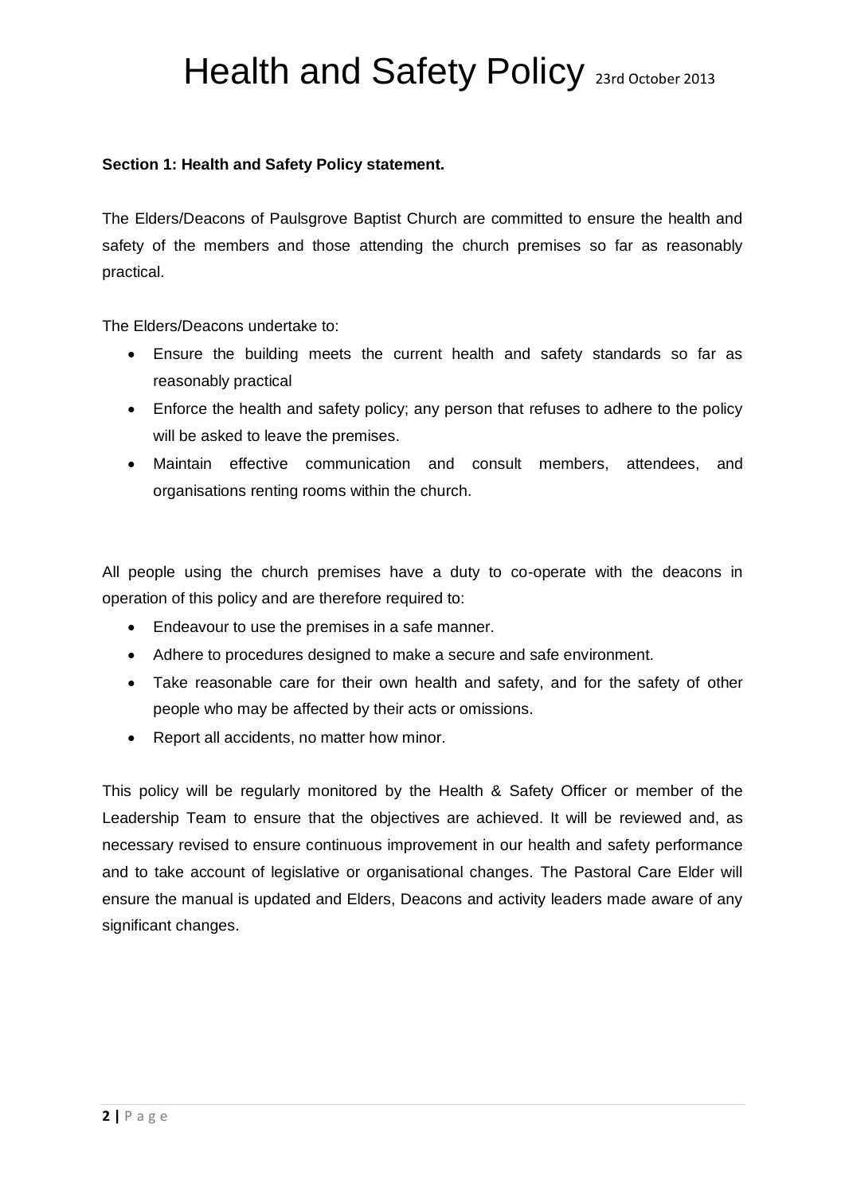# Health and Safety Policy 23rd October 2013

**Section 1: Health and Safety Policy statement.**

The Elders/Deacons of Paulsgrove Baptist Church are committed to ensure the health and safety of the members and those attending the church premises so far as reasonably practical.

The Elders/Deacons undertake to:

- Ensure the building meets the current health and safety standards so far as reasonably practical
- Enforce the health and safety policy; any person that refuses to adhere to the policy will be asked to leave the premises.
- Maintain effective communication and consult members, attendees, and organisations renting rooms within the church.

All people using the church premises have a duty to co-operate with the deacons in operation of this policy and are therefore required to:

- Endeavour to use the premises in a safe manner.
- Adhere to procedures designed to make a secure and safe environment.
- Take reasonable care for their own health and safety, and for the safety of other people who may be affected by their acts or omissions.
- Report all accidents, no matter how minor.

This policy will be regularly monitored by the Health & Safety Officer or member of the Leadership Team to ensure that the objectives are achieved. It will be reviewed and, as necessary revised to ensure continuous improvement in our health and safety performance and to take account of legislative or organisational changes. The Pastoral Care Elder will ensure the manual is updated and Elders, Deacons and activity leaders made aware of any significant changes.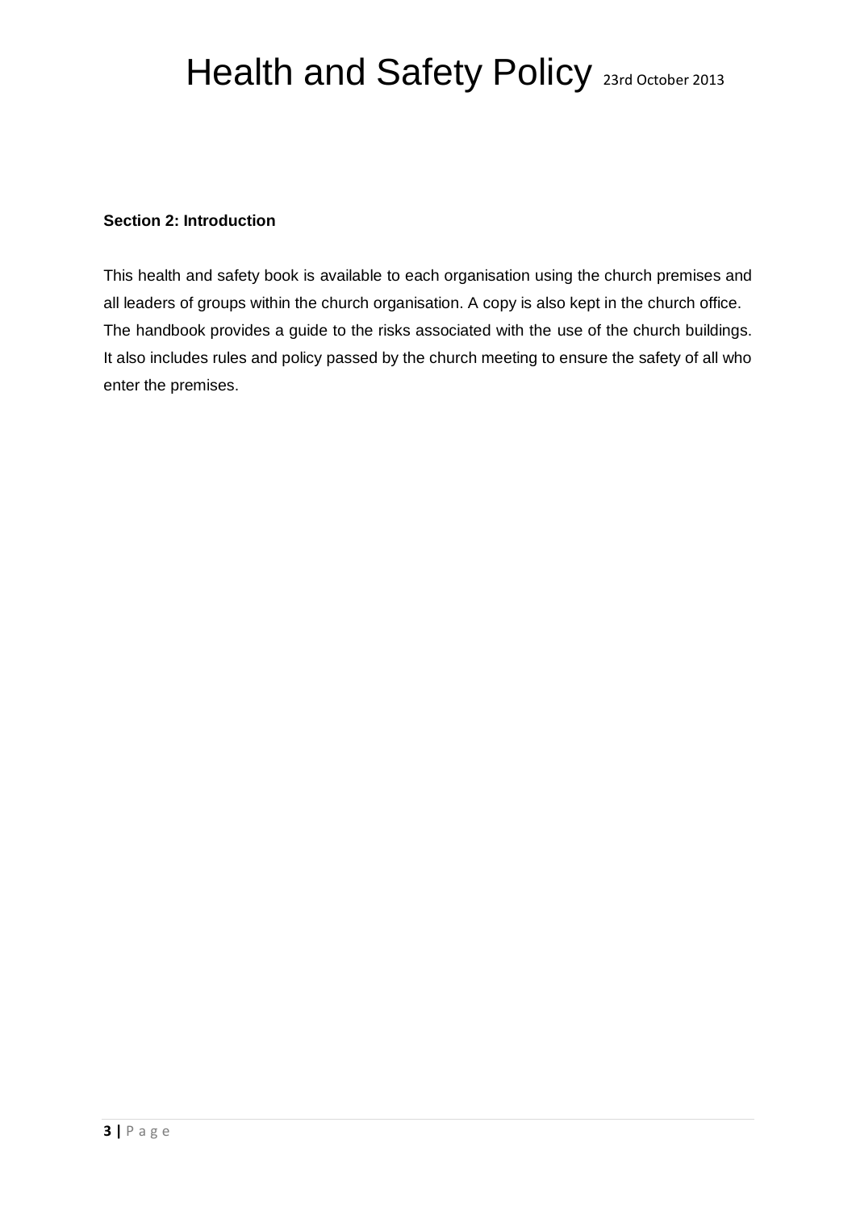**Section 2: Introduction**

This health and safety book is available to each organisation using the church premises and all leaders of groups within the church organisation. A copy is also kept in the church office. The handbook provides a guide to the risks associated with the use of the church buildings. It also includes rules and policy passed by the church meeting to ensure the safety of all who enter the premises.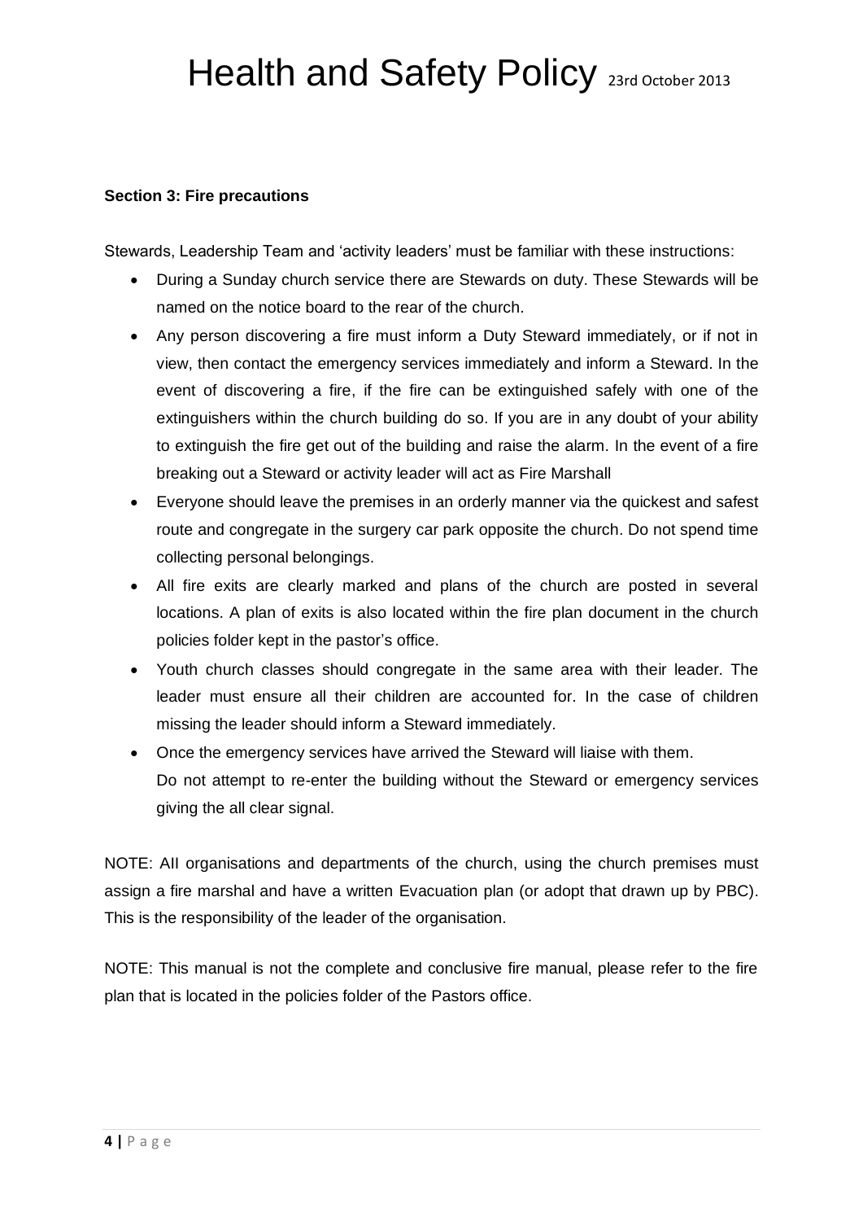**Section 3: Fire precautions**

Stewards, Leadership Team and 'activity leaders' must be familiar with these instructions:

- During a Sunday church service there are Stewards on duty. These Stewards will be named on the notice board to the rear of the church.
- Any person discovering a fire must inform a Duty Steward immediately, or if not in view, then contact the emergency services immediately and inform a Steward. In the event of discovering a fire, if the fire can be extinguished safely with one of the extinguishers within the church building do so. If you are in any doubt of your ability to extinguish the fire get out of the building and raise the alarm. In the event of a fire breaking out a Steward or activity leader will act as Fire Marshall
- Everyone should leave the premises in an orderly manner via the quickest and safest route and congregate in the surgery car park opposite the church. Do not spend time collecting personal belongings.
- All fire exits are clearly marked and plans of the church are posted in several locations. A plan of exits is also located within the fire plan document in the church policies folder kept in the pastor's office.
- Youth church classes should congregate in the same area with their leader. The leader must ensure all their children are accounted for. In the case of children missing the leader should inform a Steward immediately.
- Once the emergency services have arrived the Steward will liaise with them. Do not attempt to re-enter the building without the Steward or emergency services giving the all clear signal.

NOTE: AII organisations and departments of the church, using the church premises must assign a fire marshal and have a written Evacuation plan (or adopt that drawn up by PBC). This is the responsibility of the leader of the organisation.

NOTE: This manual is not the complete and conclusive fire manual, please refer to the fire plan that is located in the policies folder of the Pastors office.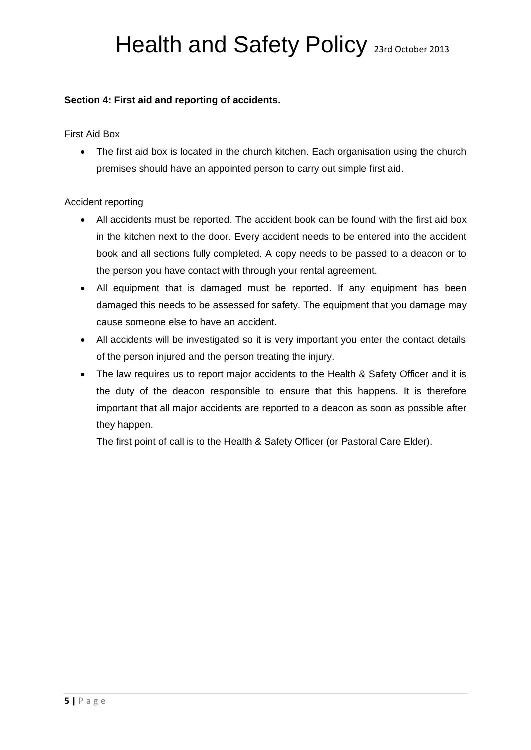**Section 4: First aid and reporting of accidents.**

First Aid Box

- The first aid box is located in the church kitchen. Each organisation using the church premises should have an appointed person to carry out simple first aid.

Accident reporting

- All accidents must be reported. The accident book can be found with the first aid box in the kitchen next to the door. Every accident needs to be entered into the accident book and all sections fully completed. A copy needs to be passed to a deacon or to the person you have contact with through your rental agreement.
- All equipment that is damaged must be reported. If any equipment has been damaged this needs to be assessed for safety. The equipment that you damage may cause someone else to have an accident.
- All accidents will be investigated so it is very important you enter the contact details of the person injured and the person treating the injury.
- The law requires us to report major accidents to the Health & Safety Officer and it is the duty of the deacon responsible to ensure that this happens. It is therefore important that all major accidents are reported to a deacon as soon as possible after they happen.

  The first point of call is to the Health & Safety Officer (or Pastoral Care Elder).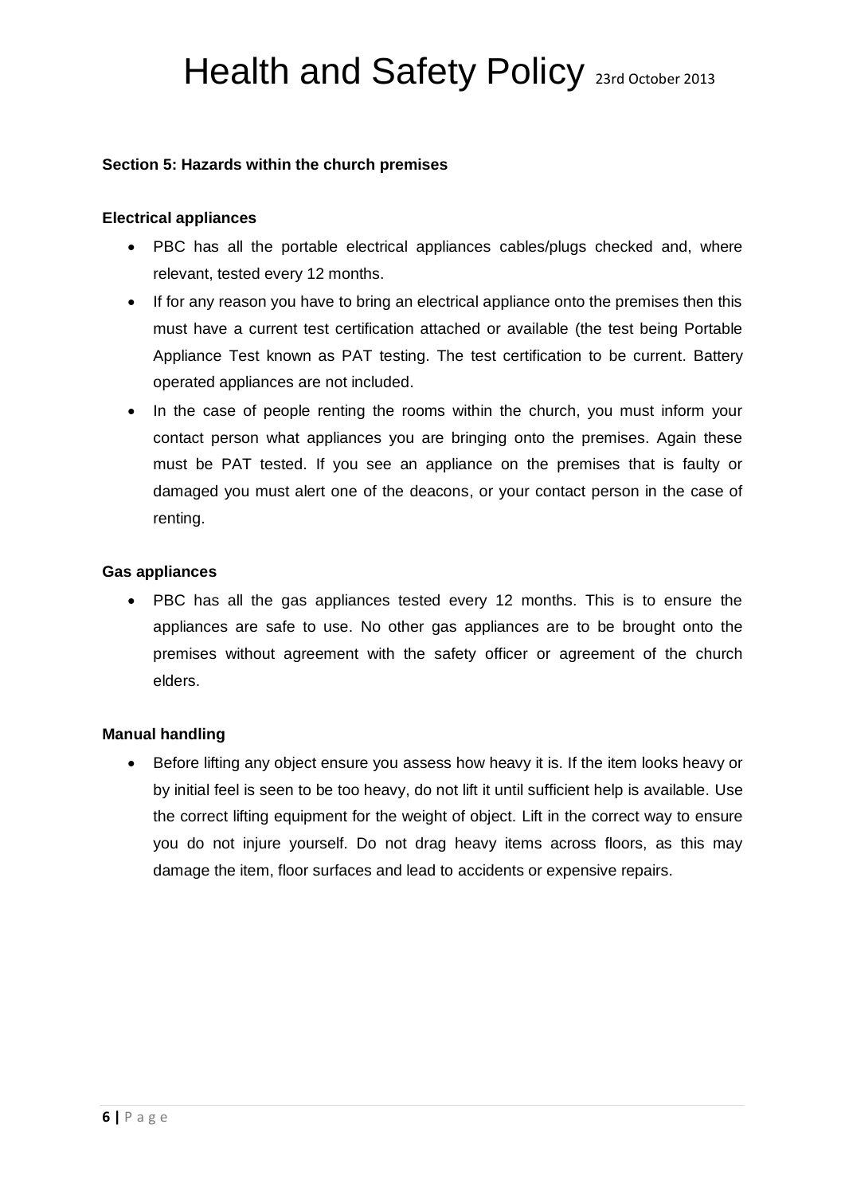### Section 5: Hazards within the church premises

**Electrical appliances**

- PBC has all the portable electrical appliances cables/plugs checked and, where relevant, tested every 12 months.
- If for any reason you have to bring an electrical appliance onto the premises then this must have a current test certification attached or available (the test being Portable Appliance Test known as PAT testing. The test certification to be current. Battery operated appliances are not included.
- In the case of people renting the rooms within the church, you must inform your contact person what appliances you are bringing onto the premises. Again these must be PAT tested. If you see an appliance on the premises that is faulty or damaged you must alert one of the deacons, or your contact person in the case of renting.

**Gas appliances**

- PBC has all the gas appliances tested every 12 months. This is to ensure the appliances are safe to use. No other gas appliances are to be brought onto the premises without agreement with the safety officer or agreement of the church elders.

**Manual handling**

- Before lifting any object ensure you assess how heavy it is. If the item looks heavy or by initial feel is seen to be too heavy, do not lift it until sufficient help is available. Use the correct lifting equipment for the weight of object. Lift in the correct way to ensure you do not injure yourself. Do not drag heavy items across floors, as this may damage the item, floor surfaces and lead to accidents or expensive repairs.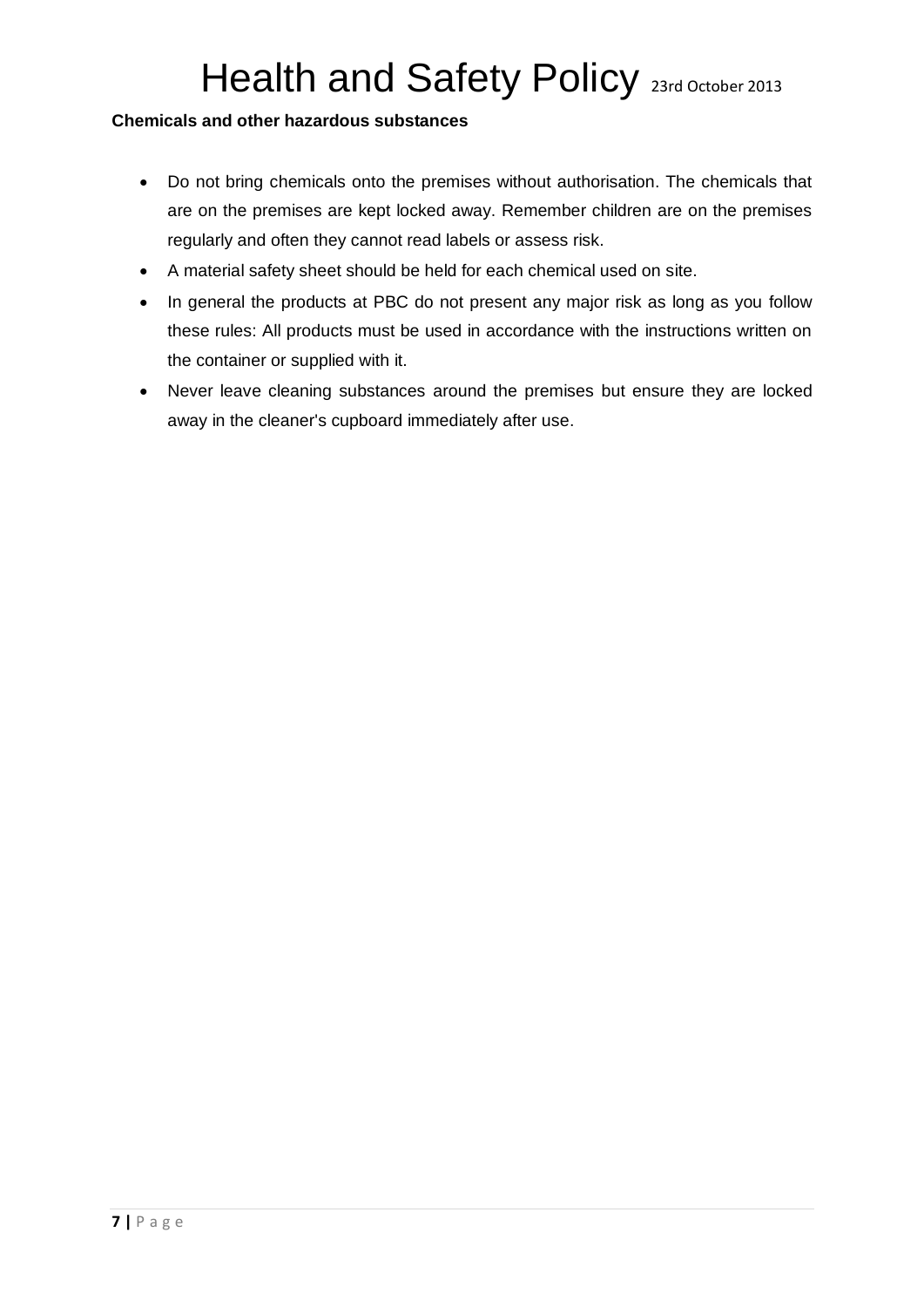**Chemicals and other hazardous substances**

- Do not bring chemicals onto the premises without authorisation. The chemicals that are on the premises are kept locked away. Remember children are on the premises regularly and often they cannot read labels or assess risk.
- A material safety sheet should be held for each chemical used on site.
- In general the products at PBC do not present any major risk as long as you follow these rules: All products must be used in accordance with the instructions written on the container or supplied with it.
- Never leave cleaning substances around the premises but ensure they are locked away in the cleaner's cupboard immediately after use.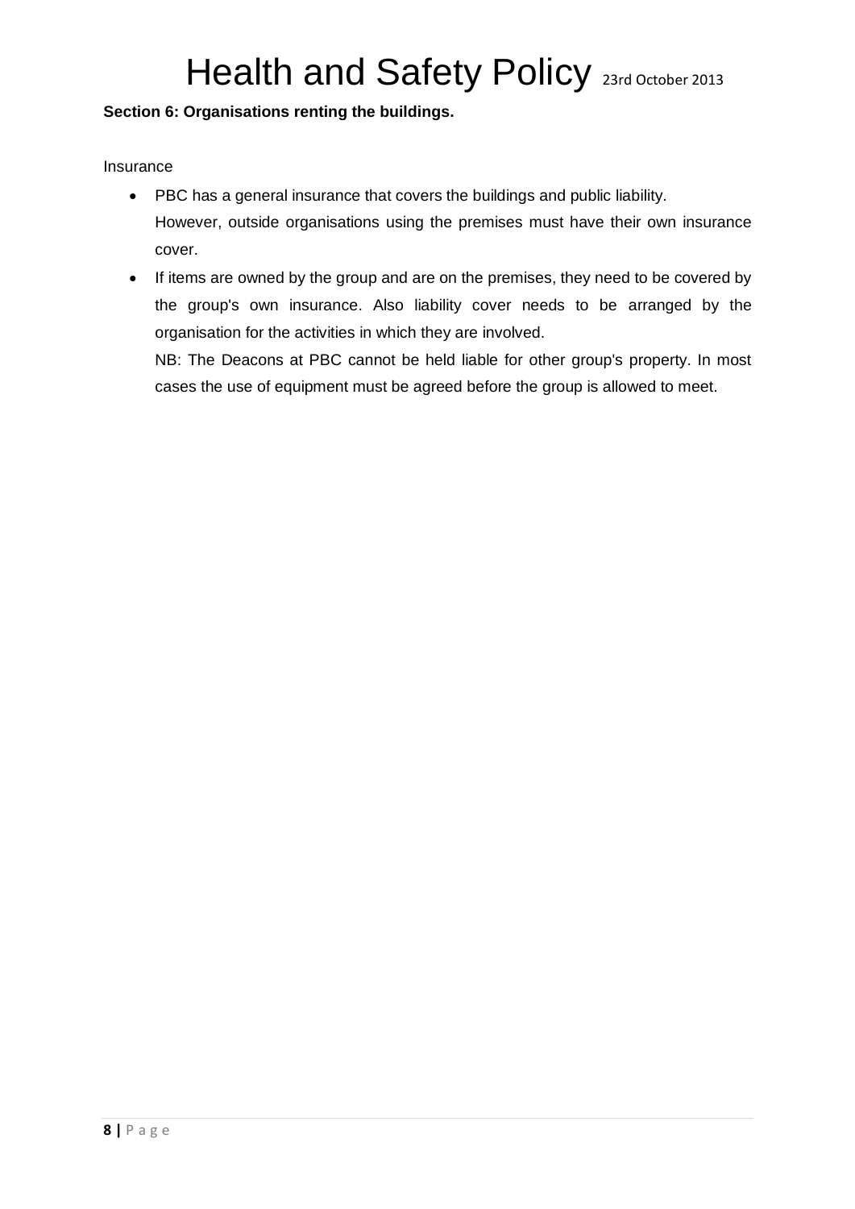**Section 6: Organisations renting the buildings.**

Insurance

- PBC has a general insurance that covers the buildings and public liability.
  However, outside organisations using the premises must have their own insurance cover.
- If items are owned by the group and are on the premises, they need to be covered by the group's own insurance. Also liability cover needs to be arranged by the organisation for the activities in which they are involved.
  NB: The Deacons at PBC cannot be held liable for other group's property. In most cases the use of equipment must be agreed before the group is allowed to meet.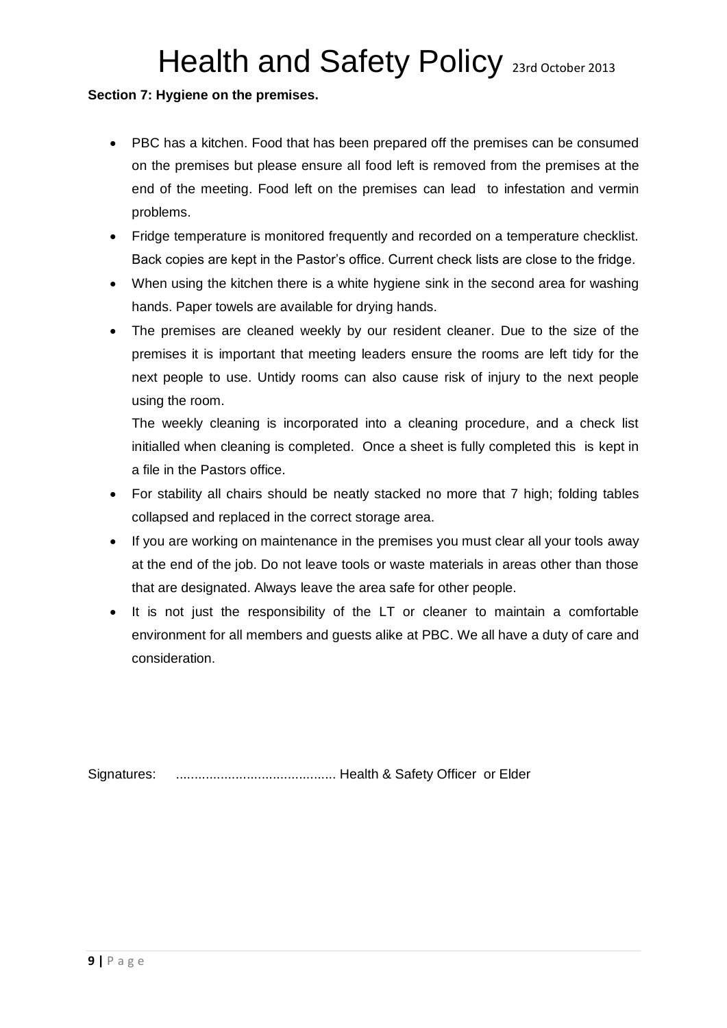**Section 7: Hygiene on the premises.**

- PBC has a kitchen. Food that has been prepared off the premises can be consumed on the premises but please ensure all food left is removed from the premises at the end of the meeting. Food left on the premises can lead to infestation and vermin problems.
- Fridge temperature is monitored frequently and recorded on a temperature checklist. Back copies are kept in the Pastor's office. Current check lists are close to the fridge.
- When using the kitchen there is a white hygiene sink in the second area for washing hands. Paper towels are available for drying hands.
- The premises are cleaned weekly by our resident cleaner. Due to the size of the premises it is important that meeting leaders ensure the rooms are left tidy for the next people to use. Untidy rooms can also cause risk of injury to the next people using the room.

  The weekly cleaning is incorporated into a cleaning procedure, and a check list initialled when cleaning is completed. Once a sheet is fully completed this is kept in a file in the Pastors office.
- For stability all chairs should be neatly stacked no more that 7 high; folding tables collapsed and replaced in the correct storage area.
- If you are working on maintenance in the premises you must clear all your tools away at the end of the job. Do not leave tools or waste materials in areas other than those that are designated. Always leave the area safe for other people.
- It is not just the responsibility of the LT or cleaner to maintain a comfortable environment for all members and guests alike at PBC. We all have a duty of care and consideration.

Signatures: ........................................... Health & Safety Officer or Elder